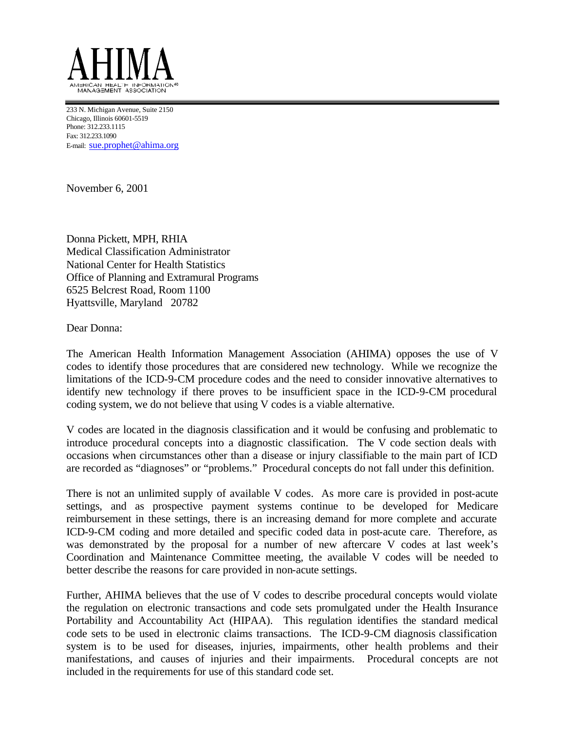# AHIMA

AMERICAN HEALTH INFORMATION® MANAGEMENT ASSOCIATION

233 N. Michigan Avenue, Suite 2150
Chicago, Illinois 60601-5519
Phone: 312.233.1115
Fax: 312.233.1090
E-mail: sue.prophet@ahima.org

November 6, 2001

Donna Pickett, MPH, RHIA
Medical Classification Administrator
National Center for Health Statistics
Office of Planning and Extramural Programs
6525 Belcrest Road, Room 1100
Hyattsville, Maryland 20782

Dear Donna:

The American Health Information Management Association (AHIMA) opposes the use of V codes to identify those procedures that are considered new technology. While we recognize the limitations of the ICD-9-CM procedure codes and the need to consider innovative alternatives to identify new technology if there proves to be insufficient space in the ICD-9-CM procedural coding system, we do not believe that using V codes is a viable alternative.

V codes are located in the diagnosis classification and it would be confusing and problematic to introduce procedural concepts into a diagnostic classification. The V code section deals with occasions when circumstances other than a disease or injury classifiable to the main part of ICD are recorded as "diagnoses" or "problems." Procedural concepts do not fall under this definition.

There is not an unlimited supply of available V codes. As more care is provided in post-acute settings, and as prospective payment systems continue to be developed for Medicare reimbursement in these settings, there is an increasing demand for more complete and accurate ICD-9-CM coding and more detailed and specific coded data in post-acute care. Therefore, as was demonstrated by the proposal for a number of new aftercare V codes at last week's Coordination and Maintenance Committee meeting, the available V codes will be needed to better describe the reasons for care provided in non-acute settings.

Further, AHIMA believes that the use of V codes to describe procedural concepts would violate the regulation on electronic transactions and code sets promulgated under the Health Insurance Portability and Accountability Act (HIPAA). This regulation identifies the standard medical code sets to be used in electronic claims transactions. The ICD-9-CM diagnosis classification system is to be used for diseases, injuries, impairments, other health problems and their manifestations, and causes of injuries and their impairments. Procedural concepts are not included in the requirements for use of this standard code set.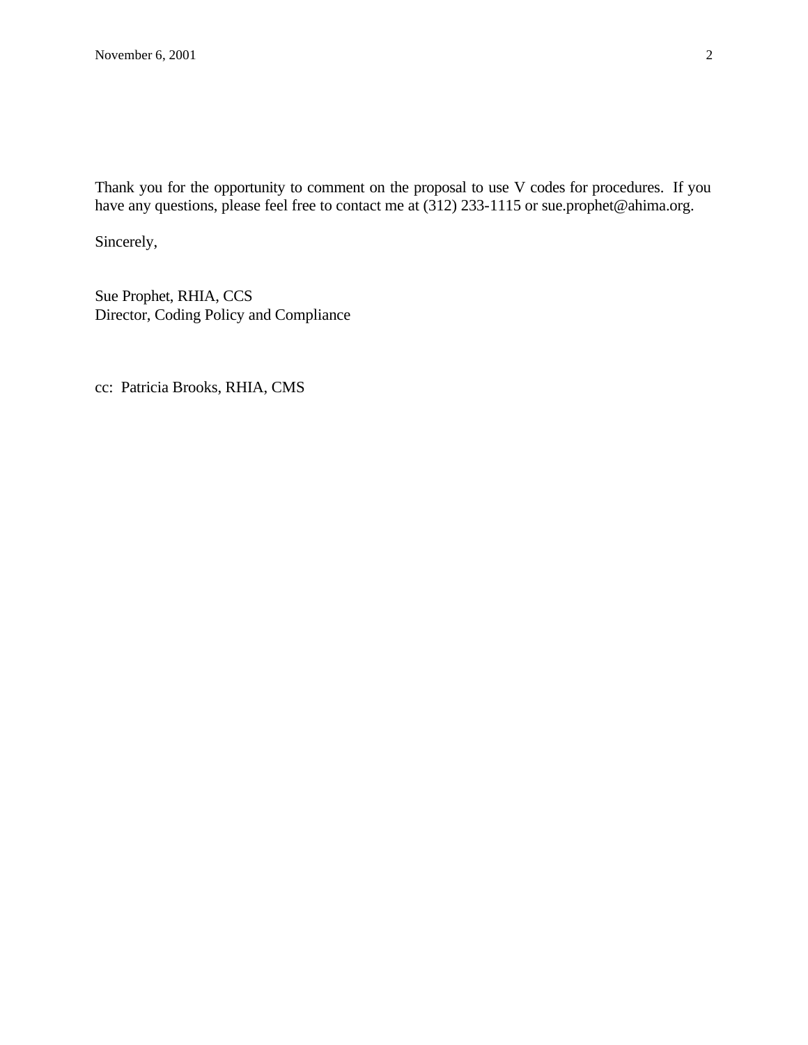Thank you for the opportunity to comment on the proposal to use V codes for procedures. If you have any questions, please feel free to contact me at (312) 233-1115 or sue.prophet@ahima.org.

Sincerely,

Sue Prophet, RHIA, CCS
Director, Coding Policy and Compliance

cc: Patricia Brooks, RHIA, CMS